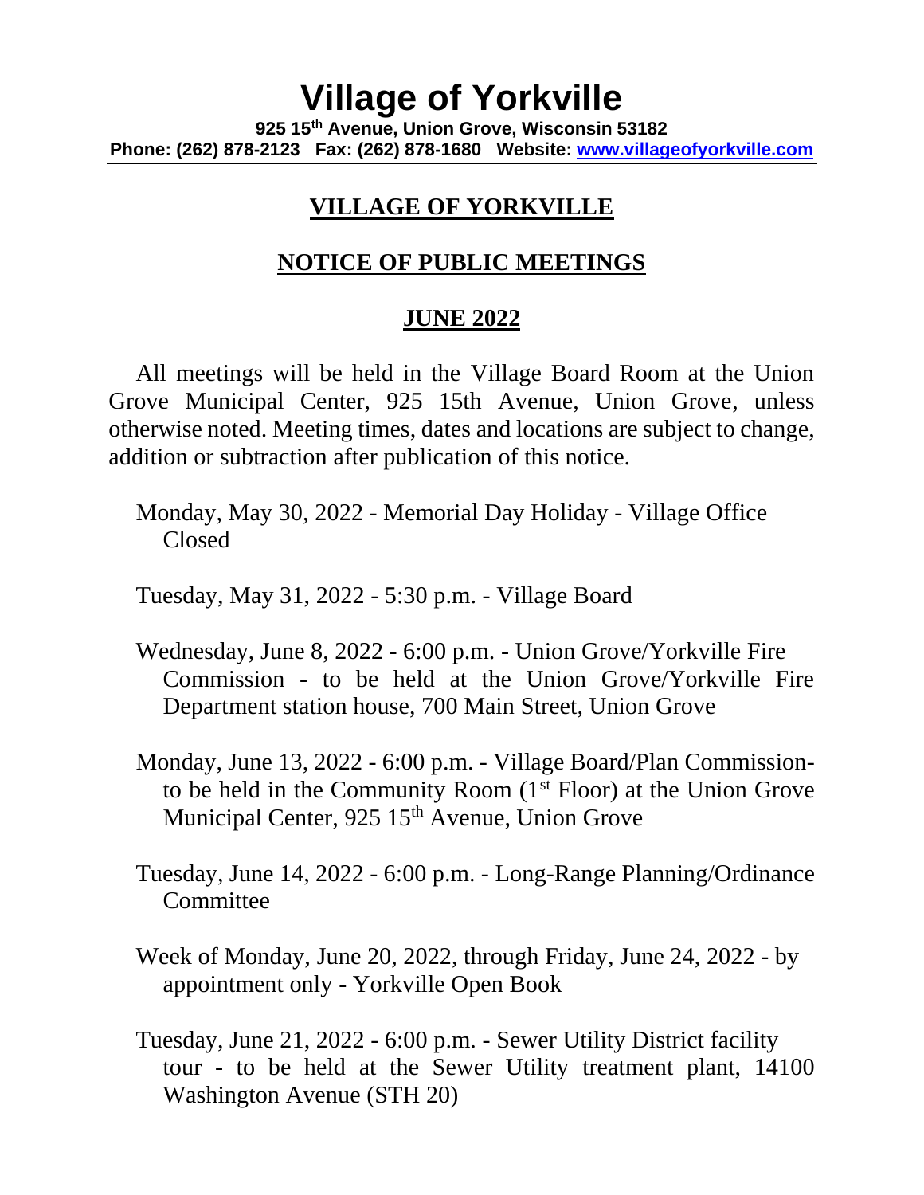# Village of Yorkville

**925 15th Avenue, Union Grove, Wisconsin 53182**
**Phone: (262) 878-2123 Fax: (262) 878-1680 Website: [www.villageofyorkville.com](http://www.villageofyorkville.com)**

## VILLAGE OF YORKVILLE

## NOTICE OF PUBLIC MEETINGS

## JUNE 2022

All meetings will be held in the Village Board Room at the Union Grove Municipal Center, 925 15th Avenue, Union Grove, unless otherwise noted. Meeting times, dates and locations are subject to change, addition or subtraction after publication of this notice.

Monday, May 30, 2022 - Memorial Day Holiday - Village Office Closed

Tuesday, May 31, 2022 - 5:30 p.m. - Village Board

Wednesday, June 8, 2022 - 6:00 p.m. - Union Grove/Yorkville Fire Commission - to be held at the Union Grove/Yorkville Fire Department station house, 700 Main Street, Union Grove

Monday, June 13, 2022 - 6:00 p.m. - Village Board/Plan Commission- to be held in the Community Room (1st Floor) at the Union Grove Municipal Center, 925 15th Avenue, Union Grove

Tuesday, June 14, 2022 - 6:00 p.m. - Long-Range Planning/Ordinance Committee

Week of Monday, June 20, 2022, through Friday, June 24, 2022 - by appointment only - Yorkville Open Book

Tuesday, June 21, 2022 - 6:00 p.m. - Sewer Utility District facility tour - to be held at the Sewer Utility treatment plant, 14100 Washington Avenue (STH 20)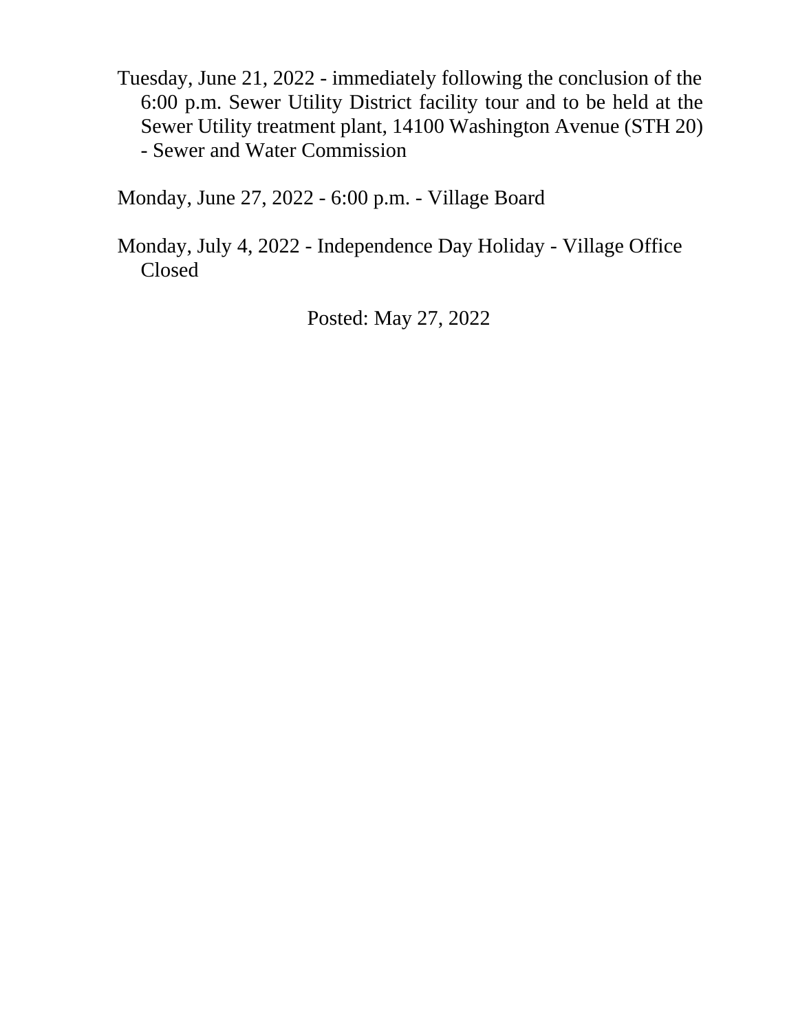Tuesday, June 21, 2022 - immediately following the conclusion of the 6:00 p.m. Sewer Utility District facility tour and to be held at the Sewer Utility treatment plant, 14100 Washington Avenue (STH 20) - Sewer and Water Commission

Monday, June 27, 2022 - 6:00 p.m. - Village Board

Monday, July 4, 2022 - Independence Day Holiday - Village Office Closed

Posted: May 27, 2022